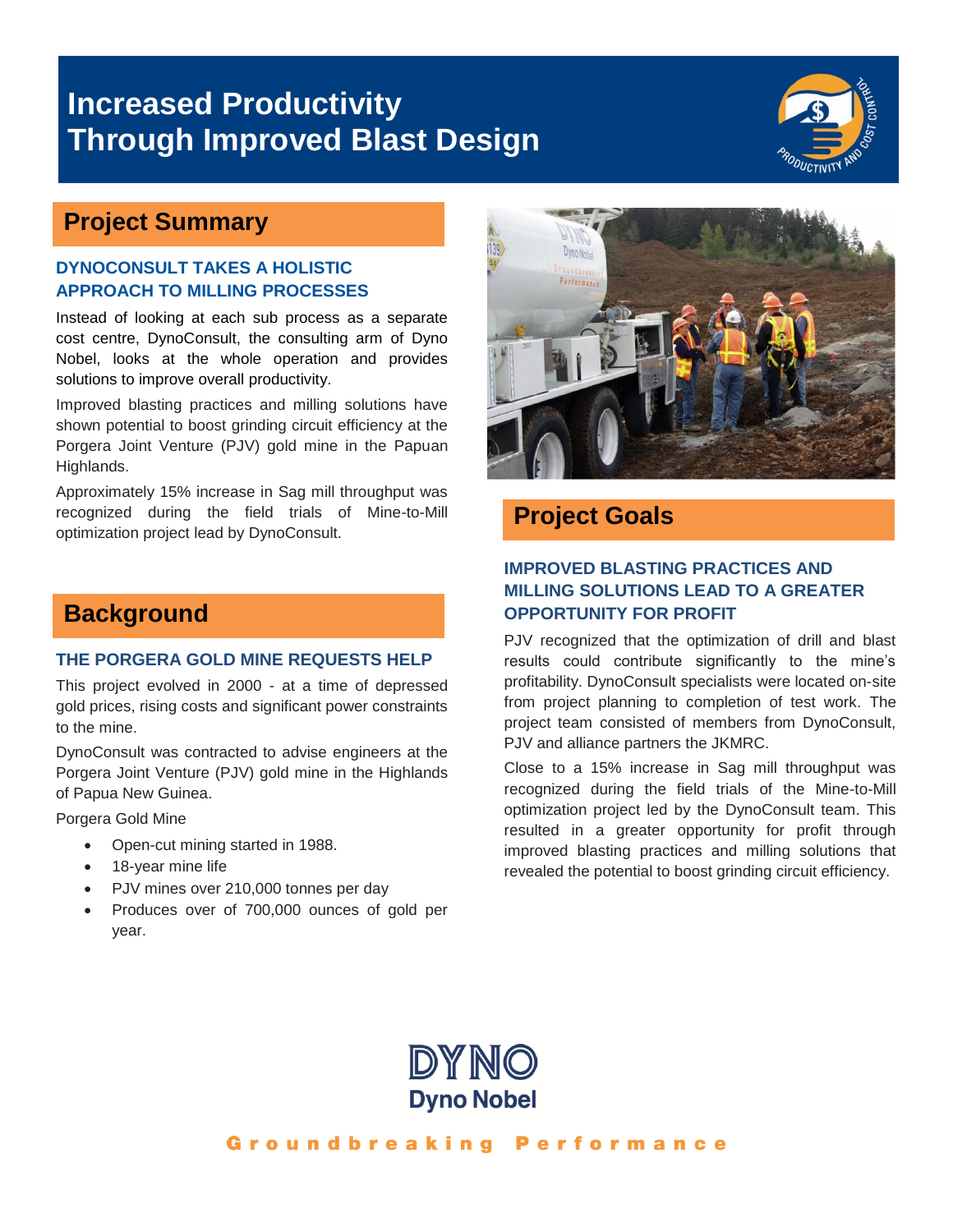# Increased Productivity Through Improved Blast Design

## Project Summary

### DYNOCONSULT TAKES A HOLISTIC APPROACH TO MILLING PROCESSES

Instead of looking at each sub process as a separate cost centre, DynoConsult, the consulting arm of Dyno Nobel, looks at the whole operation and provides solutions to improve overall productivity.

Improved blasting practices and milling solutions have shown potential to boost grinding circuit efficiency at the Porgera Joint Venture (PJV) gold mine in the Papuan Highlands.

Approximately 15% increase in Sag mill throughput was recognized during the field trials of Mine-to-Mill optimization project lead by DynoConsult.

## Background

### THE PORGERA GOLD MINE REQUESTS HELP

This project evolved in 2000 - at a time of depressed gold prices, rising costs and significant power constraints to the mine.

DynoConsult was contracted to advise engineers at the Porgera Joint Venture (PJV) gold mine in the Highlands of Papua New Guinea.

Porgera Gold Mine

- Open-cut mining started in 1988.
- 18-year mine life
- PJV mines over 210,000 tonnes per day
- Produces over of 700,000 ounces of gold per year.

## Project Goals

### IMPROVED BLASTING PRACTICES AND MILLING SOLUTIONS LEAD TO A GREATER OPPORTUNITY FOR PROFIT

PJV recognized that the optimization of drill and blast results could contribute significantly to the mine's profitability. DynoConsult specialists were located on-site from project planning to completion of test work. The project team consisted of members from DynoConsult, PJV and alliance partners the JKMRC.

Close to a 15% increase in Sag mill throughput was recognized during the field trials of the Mine-to-Mill optimization project led by the DynoConsult team. This resulted in a greater opportunity for profit through improved blasting practices and milling solutions that revealed the potential to boost grinding circuit efficiency.

DYNO
Dyno Nobel

Groundbreaking Performance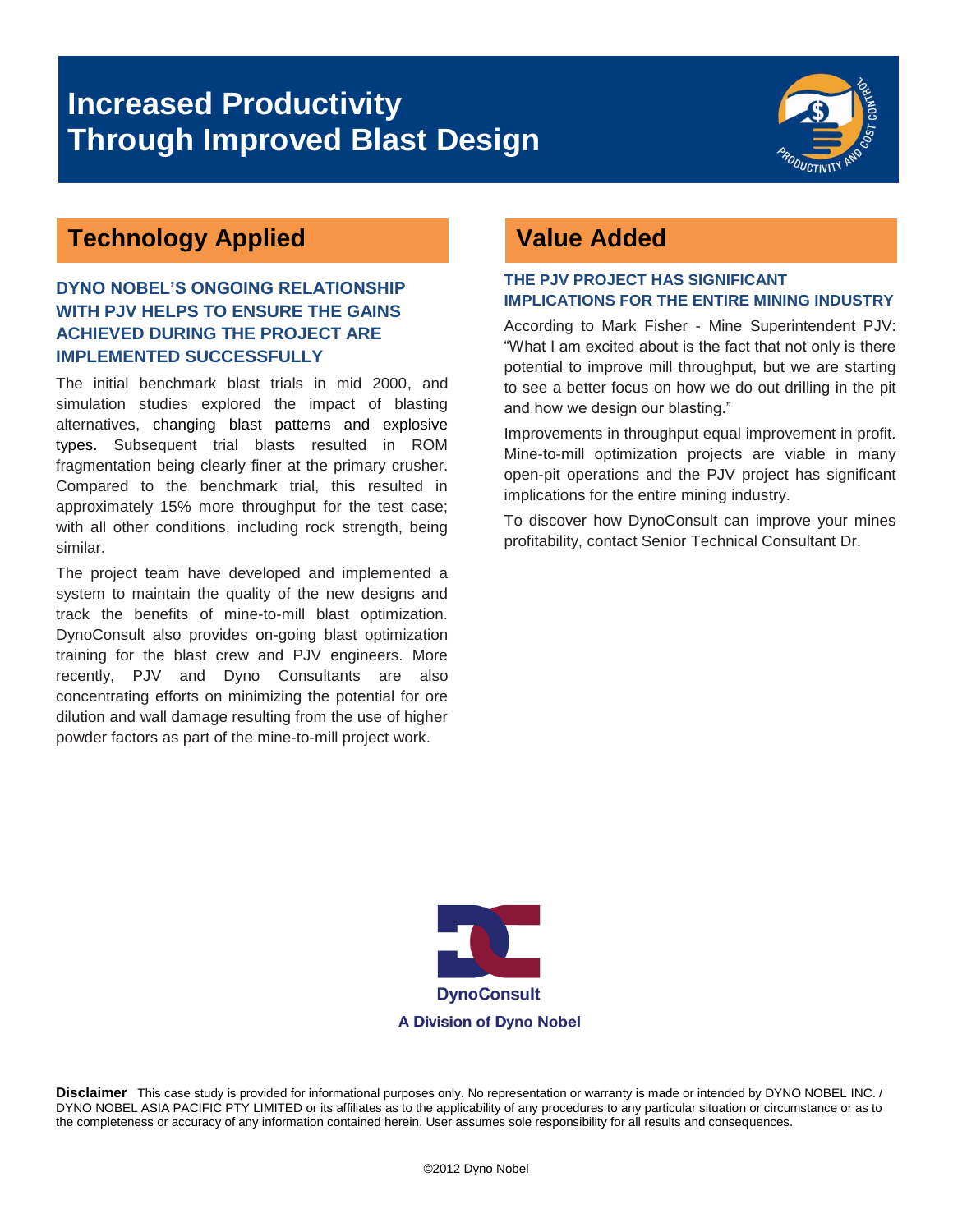# Increased Productivity Through Improved Blast Design

## Technology Applied

### DYNO NOBEL'S ONGOING RELATIONSHIP WITH PJV HELPS TO ENSURE THE GAINS ACHIEVED DURING THE PROJECT ARE IMPLEMENTED SUCCESSFULLY

The initial benchmark blast trials in mid 2000, and simulation studies explored the impact of blasting alternatives, changing blast patterns and explosive types. Subsequent trial blasts resulted in ROM fragmentation being clearly finer at the primary crusher. Compared to the benchmark trial, this resulted in approximately 15% more throughput for the test case; with all other conditions, including rock strength, being similar.

The project team have developed and implemented a system to maintain the quality of the new designs and track the benefits of mine-to-mill blast optimization. DynoConsult also provides on-going blast optimization training for the blast crew and PJV engineers. More recently, PJV and Dyno Consultants are also concentrating efforts on minimizing the potential for ore dilution and wall damage resulting from the use of higher powder factors as part of the mine-to-mill project work.

## Value Added

### THE PJV PROJECT HAS SIGNIFICANT IMPLICATIONS FOR THE ENTIRE MINING INDUSTRY

According to Mark Fisher - Mine Superintendent PJV: "What I am excited about is the fact that not only is there potential to improve mill throughput, but we are starting to see a better focus on how we do out drilling in the pit and how we design our blasting."

Improvements in throughput equal improvement in profit. Mine-to-mill optimization projects are viable in many open-pit operations and the PJV project has significant implications for the entire mining industry.

To discover how DynoConsult can improve your mines profitability, contact Senior Technical Consultant Dr.

DynoConsult

A Division of Dyno Nobel

**Disclaimer** This case study is provided for informational purposes only. No representation or warranty is made or intended by DYNO NOBEL INC. / DYNO NOBEL ASIA PACIFIC PTY LIMITED or its affiliates as to the applicability of any procedures to any particular situation or circumstance or as to the completeness or accuracy of any information contained herein. User assumes sole responsibility for all results and consequences.

©2012 Dyno Nobel